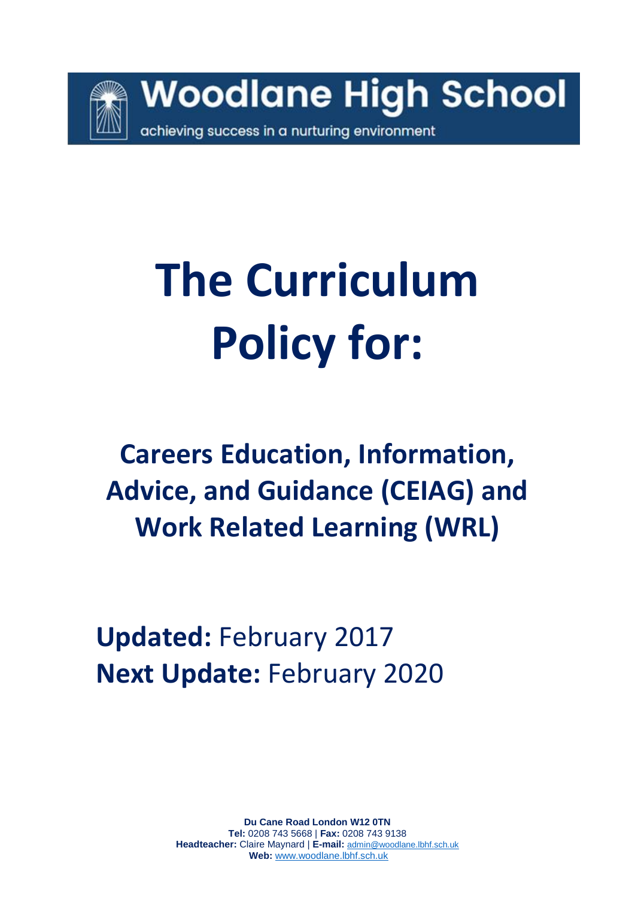**Woodlane High School**

achieving success in a nurturing environment

# The Curriculum Policy for:

## Careers Education, Information, Advice, and Guidance (CEIAG) and Work Related Learning (WRL)

**Updated:** February 2017
**Next Update:** February 2020

**Du Cane Road London W12 0TN**
**Tel:** 0208 743 5668 | **Fax:** 0208 743 9138
**Headteacher:** Claire Maynard | **E-mail:** admin@woodlane.lbhf.sch.uk
**Web:** www.woodlane.lbhf.sch.uk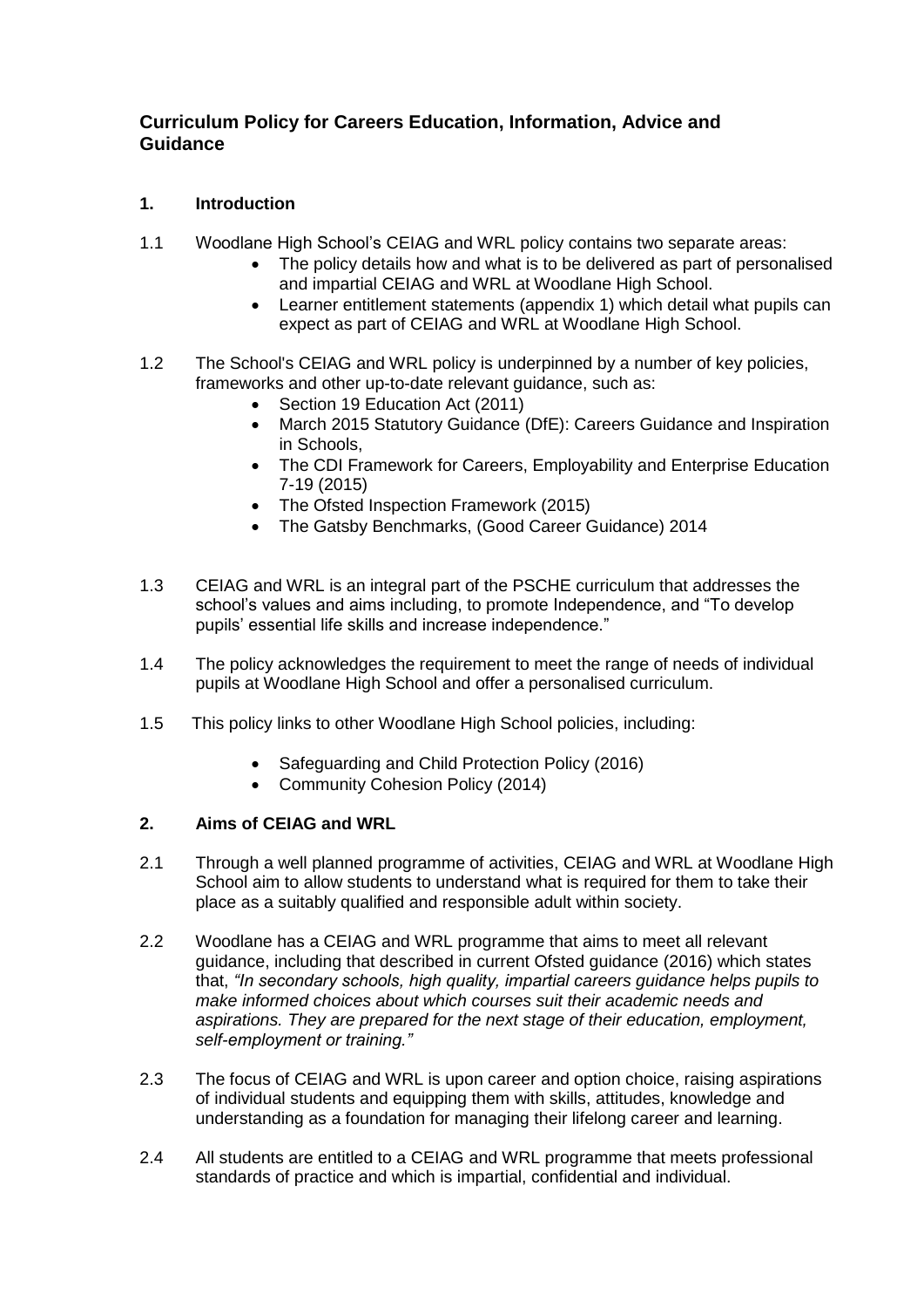## Curriculum Policy for Careers Education, Information, Advice and Guidance

### 1. Introduction

1.1 Woodlane High School's CEIAG and WRL policy contains two separate areas:

- The policy details how and what is to be delivered as part of personalised and impartial CEIAG and WRL at Woodlane High School.
- Learner entitlement statements (appendix 1) which detail what pupils can expect as part of CEIAG and WRL at Woodlane High School.

1.2 The School's CEIAG and WRL policy is underpinned by a number of key policies, frameworks and other up-to-date relevant guidance, such as:

- Section 19 Education Act (2011)
- March 2015 Statutory Guidance (DfE): Careers Guidance and Inspiration in Schools,
- The CDI Framework for Careers, Employability and Enterprise Education 7-19 (2015)
- The Ofsted Inspection Framework (2015)
- The Gatsby Benchmarks, (Good Career Guidance) 2014

1.3 CEIAG and WRL is an integral part of the PSCHE curriculum that addresses the school's values and aims including, to promote Independence, and "To develop pupils' essential life skills and increase independence."

1.4 The policy acknowledges the requirement to meet the range of needs of individual pupils at Woodlane High School and offer a personalised curriculum.

1.5 This policy links to other Woodlane High School policies, including:

- Safeguarding and Child Protection Policy (2016)
- Community Cohesion Policy (2014)

### 2. Aims of CEIAG and WRL

2.1 Through a well planned programme of activities, CEIAG and WRL at Woodlane High School aim to allow students to understand what is required for them to take their place as a suitably qualified and responsible adult within society.

2.2 Woodlane has a CEIAG and WRL programme that aims to meet all relevant guidance, including that described in current Ofsted guidance (2016) which states that, *"In secondary schools, high quality, impartial careers guidance helps pupils to make informed choices about which courses suit their academic needs and aspirations. They are prepared for the next stage of their education, employment, self-employment or training."*

2.3 The focus of CEIAG and WRL is upon career and option choice, raising aspirations of individual students and equipping them with skills, attitudes, knowledge and understanding as a foundation for managing their lifelong career and learning.

2.4 All students are entitled to a CEIAG and WRL programme that meets professional standards of practice and which is impartial, confidential and individual.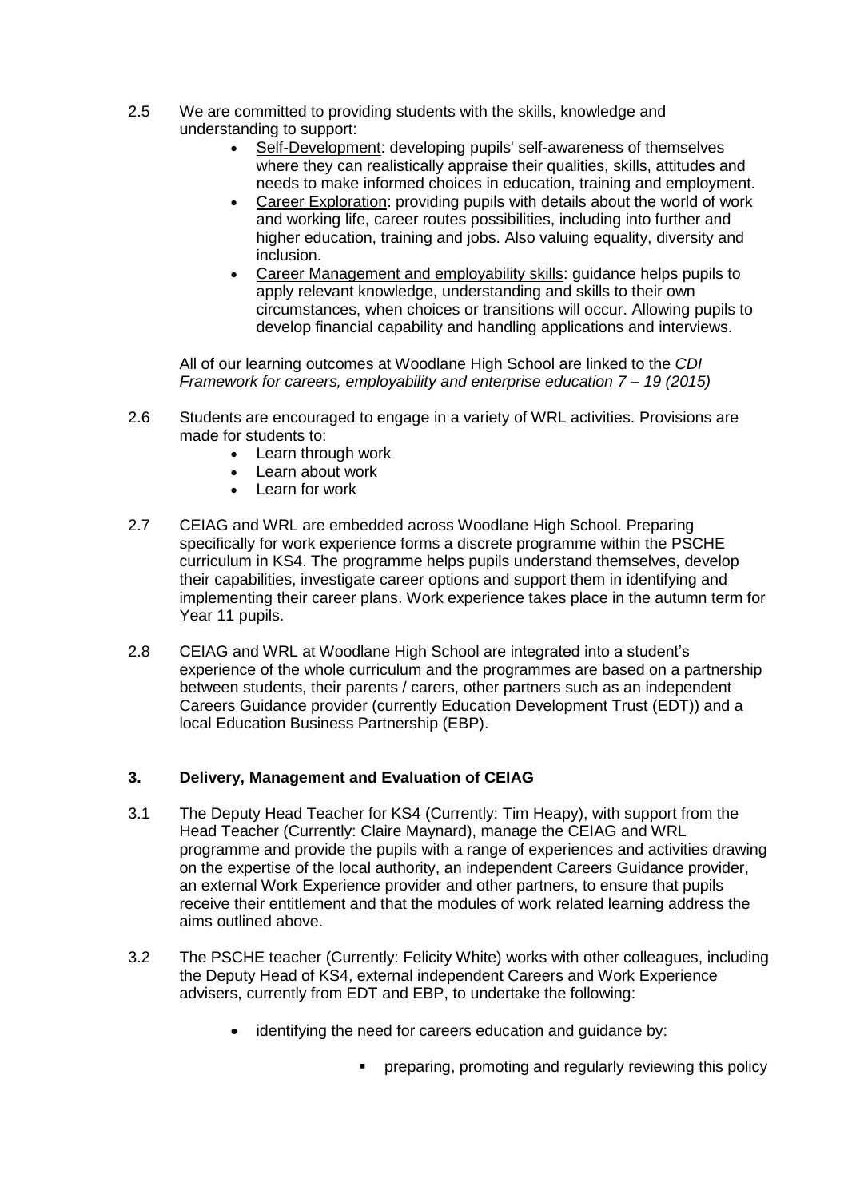2.5 We are committed to providing students with the skills, knowledge and understanding to support:

- Self-Development: developing pupils' self-awareness of themselves where they can realistically appraise their qualities, skills, attitudes and needs to make informed choices in education, training and employment.
- Career Exploration: providing pupils with details about the world of work and working life, career routes possibilities, including into further and higher education, training and jobs. Also valuing equality, diversity and inclusion.
- Career Management and employability skills: guidance helps pupils to apply relevant knowledge, understanding and skills to their own circumstances, when choices or transitions will occur. Allowing pupils to develop financial capability and handling applications and interviews.

All of our learning outcomes at Woodlane High School are linked to the *CDI Framework for careers, employability and enterprise education 7 – 19 (2015)*

2.6 Students are encouraged to engage in a variety of WRL activities. Provisions are made for students to:

- Learn through work
- Learn about work
- Learn for work

2.7 CEIAG and WRL are embedded across Woodlane High School. Preparing specifically for work experience forms a discrete programme within the PSCHE curriculum in KS4. The programme helps pupils understand themselves, develop their capabilities, investigate career options and support them in identifying and implementing their career plans. Work experience takes place in the autumn term for Year 11 pupils.

2.8 CEIAG and WRL at Woodlane High School are integrated into a student's experience of the whole curriculum and the programmes are based on a partnership between students, their parents / carers, other partners such as an independent Careers Guidance provider (currently Education Development Trust (EDT)) and a local Education Business Partnership (EBP).

## 3. Delivery, Management and Evaluation of CEIAG

3.1 The Deputy Head Teacher for KS4 (Currently: Tim Heapy), with support from the Head Teacher (Currently: Claire Maynard), manage the CEIAG and WRL programme and provide the pupils with a range of experiences and activities drawing on the expertise of the local authority, an independent Careers Guidance provider, an external Work Experience provider and other partners, to ensure that pupils receive their entitlement and that the modules of work related learning address the aims outlined above.

3.2 The PSCHE teacher (Currently: Felicity White) works with other colleagues, including the Deputy Head of KS4, external independent Careers and Work Experience advisers, currently from EDT and EBP, to undertake the following:

- identifying the need for careers education and guidance by:
  - preparing, promoting and regularly reviewing this policy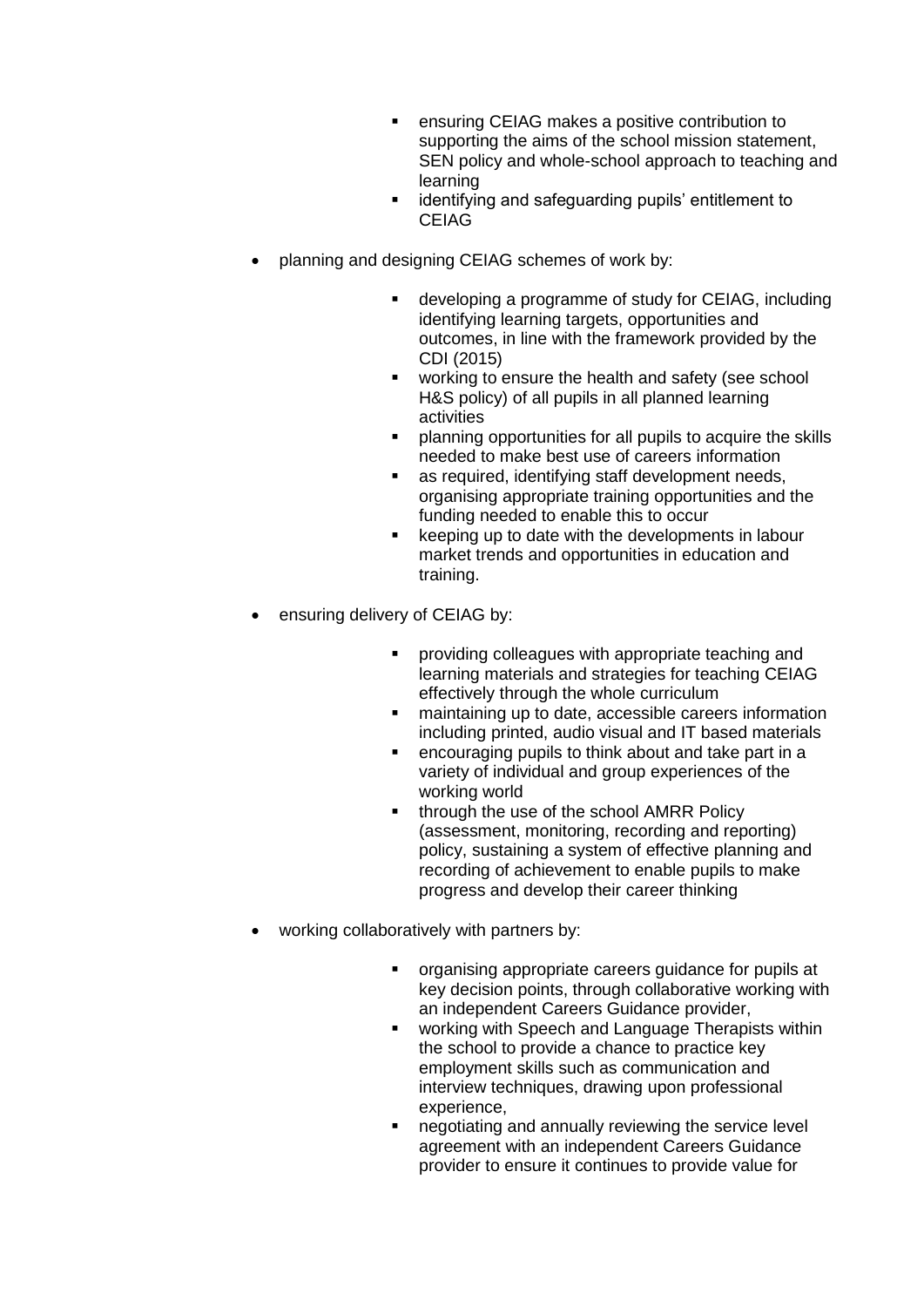- ensuring CEIAG makes a positive contribution to supporting the aims of the school mission statement, SEN policy and whole-school approach to teaching and learning
    - identifying and safeguarding pupils' entitlement to CEIAG

- planning and designing CEIAG schemes of work by:

    - developing a programme of study for CEIAG, including identifying learning targets, opportunities and outcomes, in line with the framework provided by the CDI (2015)
    - working to ensure the health and safety (see school H&S policy) of all pupils in all planned learning activities
    - planning opportunities for all pupils to acquire the skills needed to make best use of careers information
    - as required, identifying staff development needs, organising appropriate training opportunities and the funding needed to enable this to occur
    - keeping up to date with the developments in labour market trends and opportunities in education and training.

- ensuring delivery of CEIAG by:

    - providing colleagues with appropriate teaching and learning materials and strategies for teaching CEIAG effectively through the whole curriculum
    - maintaining up to date, accessible careers information including printed, audio visual and IT based materials
    - encouraging pupils to think about and take part in a variety of individual and group experiences of the working world
    - through the use of the school AMRR Policy (assessment, monitoring, recording and reporting) policy, sustaining a system of effective planning and recording of achievement to enable pupils to make progress and develop their career thinking

- working collaboratively with partners by:

    - organising appropriate careers guidance for pupils at key decision points, through collaborative working with an independent Careers Guidance provider,
    - working with Speech and Language Therapists within the school to provide a chance to practice key employment skills such as communication and interview techniques, drawing upon professional experience,
    - negotiating and annually reviewing the service level agreement with an independent Careers Guidance provider to ensure it continues to provide value for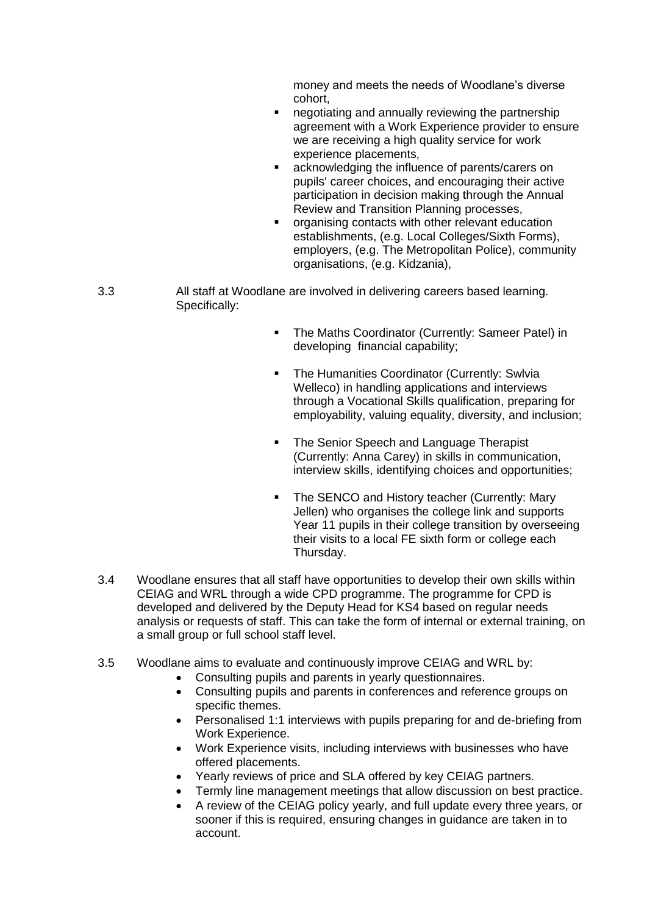money and meets the needs of Woodlane's diverse cohort,

- negotiating and annually reviewing the partnership agreement with a Work Experience provider to ensure we are receiving a high quality service for work experience placements,
- acknowledging the influence of parents/carers on pupils' career choices, and encouraging their active participation in decision making through the Annual Review and Transition Planning processes,
- organising contacts with other relevant education establishments, (e.g. Local Colleges/Sixth Forms), employers, (e.g. The Metropolitan Police), community organisations, (e.g. Kidzania),

3.3 All staff at Woodlane are involved in delivering careers based learning. Specifically:

- The Maths Coordinator (Currently: Sameer Patel) in developing financial capability;
- The Humanities Coordinator (Currently: Swlvia Welleco) in handling applications and interviews through a Vocational Skills qualification, preparing for employability, valuing equality, diversity, and inclusion;
- The Senior Speech and Language Therapist (Currently: Anna Carey) in skills in communication, interview skills, identifying choices and opportunities;
- The SENCO and History teacher (Currently: Mary Jellen) who organises the college link and supports Year 11 pupils in their college transition by overseeing their visits to a local FE sixth form or college each Thursday.

3.4 Woodlane ensures that all staff have opportunities to develop their own skills within CEIAG and WRL through a wide CPD programme. The programme for CPD is developed and delivered by the Deputy Head for KS4 based on regular needs analysis or requests of staff. This can take the form of internal or external training, on a small group or full school staff level.

3.5 Woodlane aims to evaluate and continuously improve CEIAG and WRL by:

- Consulting pupils and parents in yearly questionnaires.
- Consulting pupils and parents in conferences and reference groups on specific themes.
- Personalised 1:1 interviews with pupils preparing for and de-briefing from Work Experience.
- Work Experience visits, including interviews with businesses who have offered placements.
- Yearly reviews of price and SLA offered by key CEIAG partners.
- Termly line management meetings that allow discussion on best practice.
- A review of the CEIAG policy yearly, and full update every three years, or sooner if this is required, ensuring changes in guidance are taken in to account.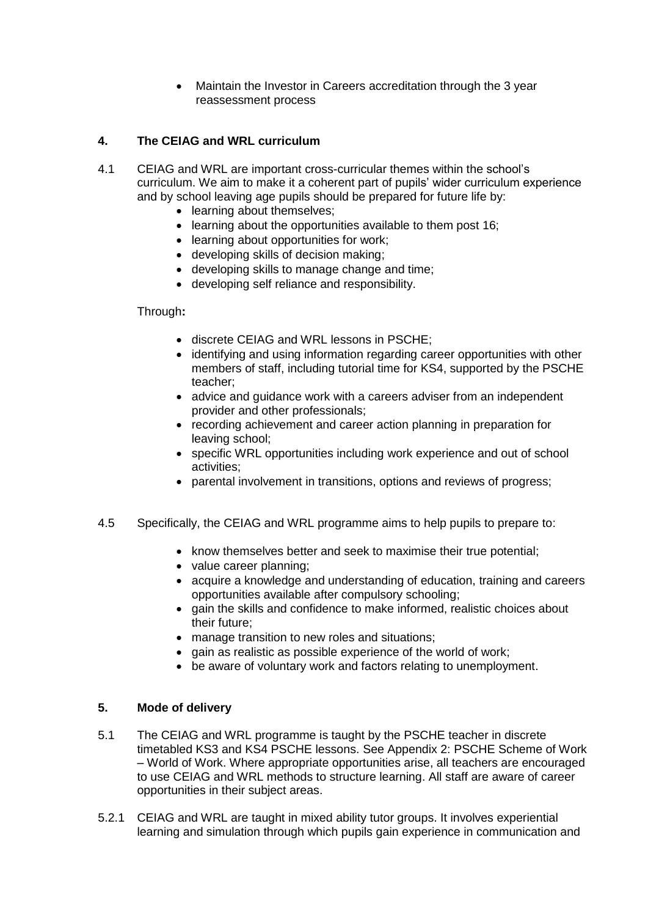- Maintain the Investor in Careers accreditation through the 3 year reassessment process

## 4. The CEIAG and WRL curriculum

4.1 CEIAG and WRL are important cross-curricular themes within the school's curriculum. We aim to make it a coherent part of pupils' wider curriculum experience and by school leaving age pupils should be prepared for future life by:

- learning about themselves;
- learning about the opportunities available to them post 16;
- learning about opportunities for work;
- developing skills of decision making;
- developing skills to manage change and time;
- developing self reliance and responsibility.

Through**:**

- discrete CEIAG and WRL lessons in PSCHE;
- identifying and using information regarding career opportunities with other members of staff, including tutorial time for KS4, supported by the PSCHE teacher;
- advice and guidance work with a careers adviser from an independent provider and other professionals;
- recording achievement and career action planning in preparation for leaving school;
- specific WRL opportunities including work experience and out of school activities;
- parental involvement in transitions, options and reviews of progress;

4.5 Specifically, the CEIAG and WRL programme aims to help pupils to prepare to:

- know themselves better and seek to maximise their true potential;
- value career planning;
- acquire a knowledge and understanding of education, training and careers opportunities available after compulsory schooling;
- gain the skills and confidence to make informed, realistic choices about their future;
- manage transition to new roles and situations;
- gain as realistic as possible experience of the world of work;
- be aware of voluntary work and factors relating to unemployment.

## 5. Mode of delivery

5.1 The CEIAG and WRL programme is taught by the PSCHE teacher in discrete timetabled KS3 and KS4 PSCHE lessons. See Appendix 2: PSCHE Scheme of Work – World of Work. Where appropriate opportunities arise, all teachers are encouraged to use CEIAG and WRL methods to structure learning. All staff are aware of career opportunities in their subject areas.

5.2.1 CEIAG and WRL are taught in mixed ability tutor groups. It involves experiential learning and simulation through which pupils gain experience in communication and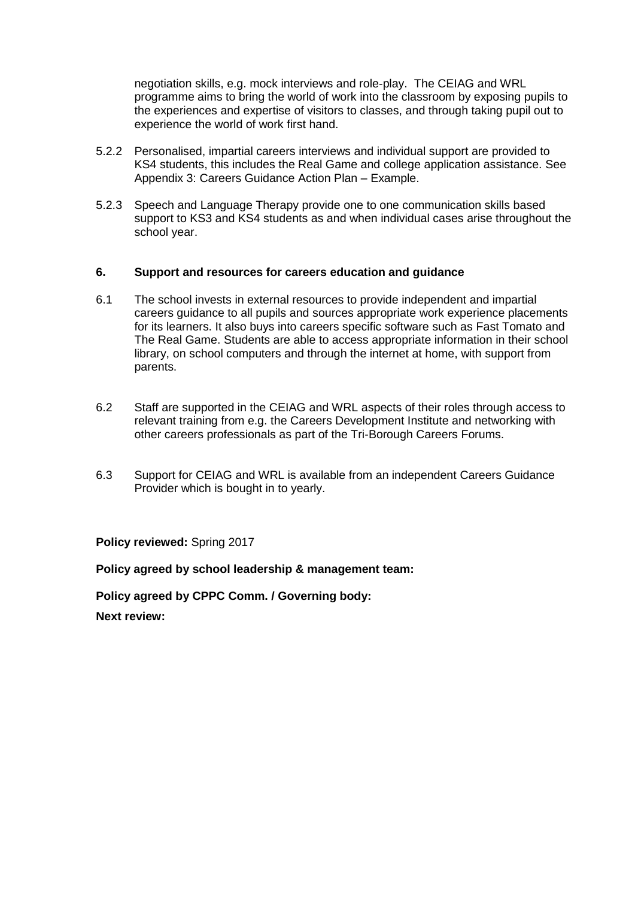negotiation skills, e.g. mock interviews and role-play. The CEIAG and WRL programme aims to bring the world of work into the classroom by exposing pupils to the experiences and expertise of visitors to classes, and through taking pupil out to experience the world of work first hand.

5.2.2 Personalised, impartial careers interviews and individual support are provided to KS4 students, this includes the Real Game and college application assistance. See Appendix 3: Careers Guidance Action Plan – Example.

5.2.3 Speech and Language Therapy provide one to one communication skills based support to KS3 and KS4 students as and when individual cases arise throughout the school year.

## 6. Support and resources for careers education and guidance

6.1 The school invests in external resources to provide independent and impartial careers guidance to all pupils and sources appropriate work experience placements for its learners. It also buys into careers specific software such as Fast Tomato and The Real Game. Students are able to access appropriate information in their school library, on school computers and through the internet at home, with support from parents.

6.2 Staff are supported in the CEIAG and WRL aspects of their roles through access to relevant training from e.g. the Careers Development Institute and networking with other careers professionals as part of the Tri-Borough Careers Forums.

6.3 Support for CEIAG and WRL is available from an independent Careers Guidance Provider which is bought in to yearly.

**Policy reviewed:** Spring 2017

**Policy agreed by school leadership & management team:**

**Policy agreed by CPPC Comm. / Governing body:**

**Next review:**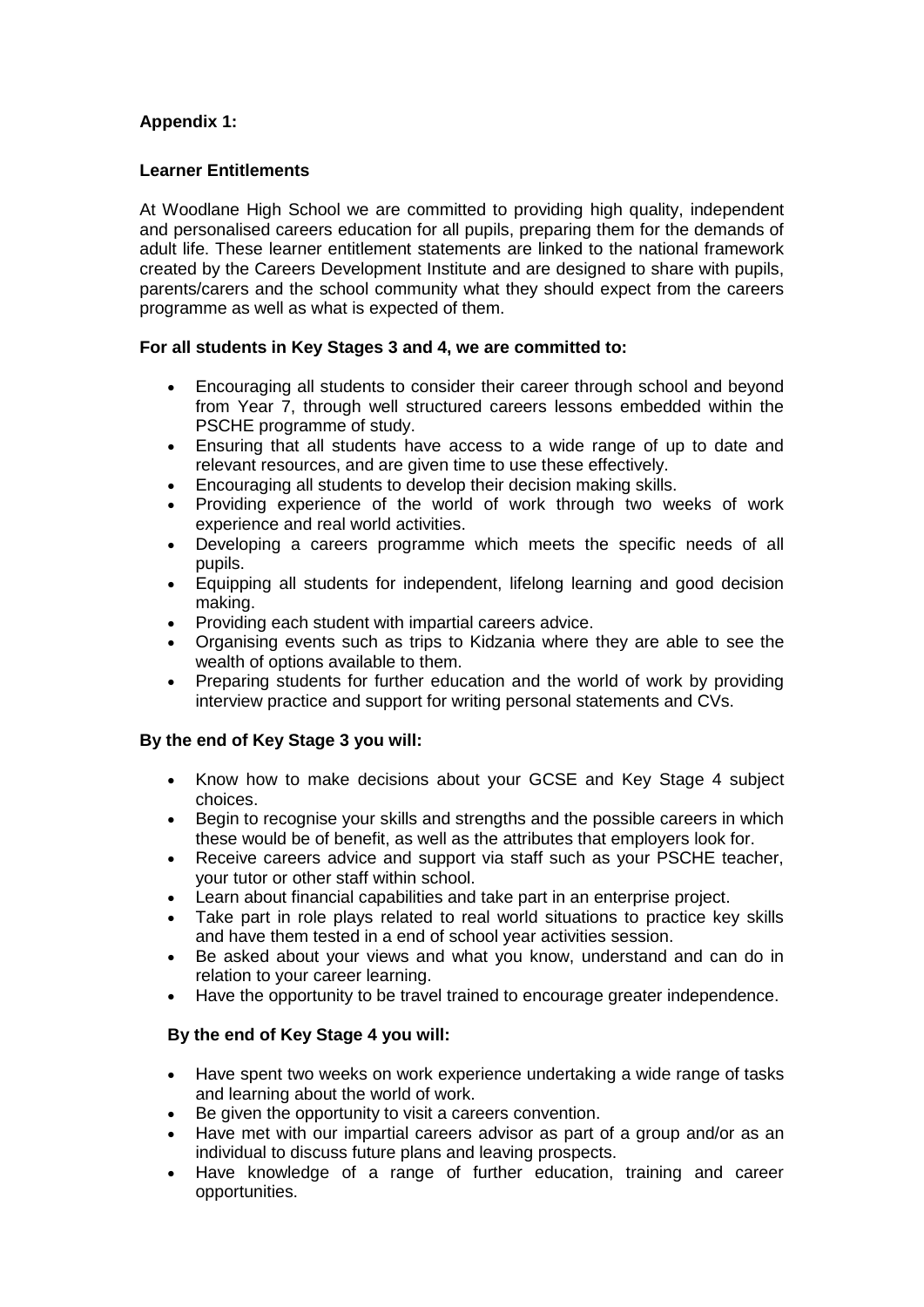**Appendix 1:**

**Learner Entitlements**

At Woodlane High School we are committed to providing high quality, independent and personalised careers education for all pupils, preparing them for the demands of adult life. These learner entitlement statements are linked to the national framework created by the Careers Development Institute and are designed to share with pupils, parents/carers and the school community what they should expect from the careers programme as well as what is expected of them.

**For all students in Key Stages 3 and 4, we are committed to:**

- Encouraging all students to consider their career through school and beyond from Year 7, through well structured careers lessons embedded within the PSCHE programme of study.
- Ensuring that all students have access to a wide range of up to date and relevant resources, and are given time to use these effectively.
- Encouraging all students to develop their decision making skills.
- Providing experience of the world of work through two weeks of work experience and real world activities.
- Developing a careers programme which meets the specific needs of all pupils.
- Equipping all students for independent, lifelong learning and good decision making.
- Providing each student with impartial careers advice.
- Organising events such as trips to Kidzania where they are able to see the wealth of options available to them.
- Preparing students for further education and the world of work by providing interview practice and support for writing personal statements and CVs.

**By the end of Key Stage 3 you will:**

- Know how to make decisions about your GCSE and Key Stage 4 subject choices.
- Begin to recognise your skills and strengths and the possible careers in which these would be of benefit, as well as the attributes that employers look for.
- Receive careers advice and support via staff such as your PSCHE teacher, your tutor or other staff within school.
- Learn about financial capabilities and take part in an enterprise project.
- Take part in role plays related to real world situations to practice key skills and have them tested in a end of school year activities session.
- Be asked about your views and what you know, understand and can do in relation to your career learning.
- Have the opportunity to be travel trained to encourage greater independence.

**By the end of Key Stage 4 you will:**

- Have spent two weeks on work experience undertaking a wide range of tasks and learning about the world of work.
- Be given the opportunity to visit a careers convention.
- Have met with our impartial careers advisor as part of a group and/or as an individual to discuss future plans and leaving prospects.
- Have knowledge of a range of further education, training and career opportunities.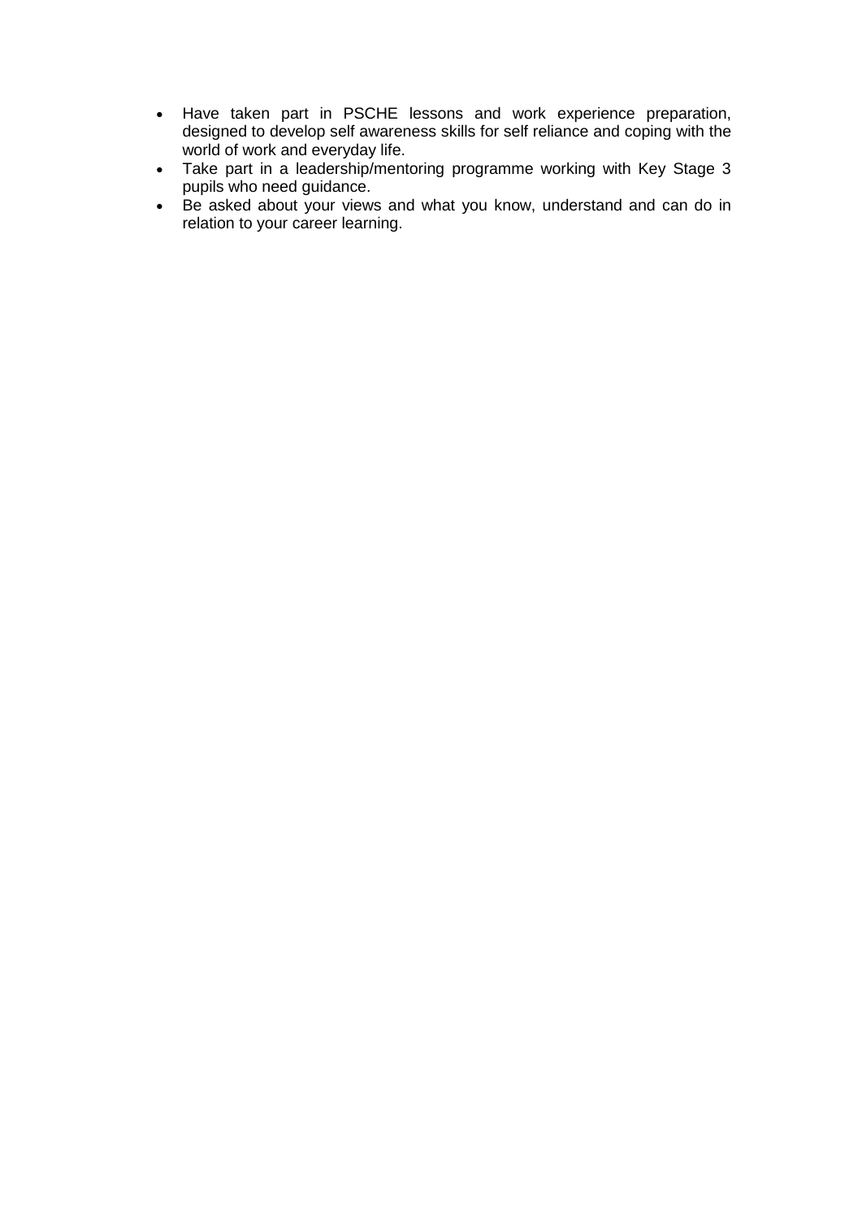- Have taken part in PSCHE lessons and work experience preparation, designed to develop self awareness skills for self reliance and coping with the world of work and everyday life.
- Take part in a leadership/mentoring programme working with Key Stage 3 pupils who need guidance.
- Be asked about your views and what you know, understand and can do in relation to your career learning.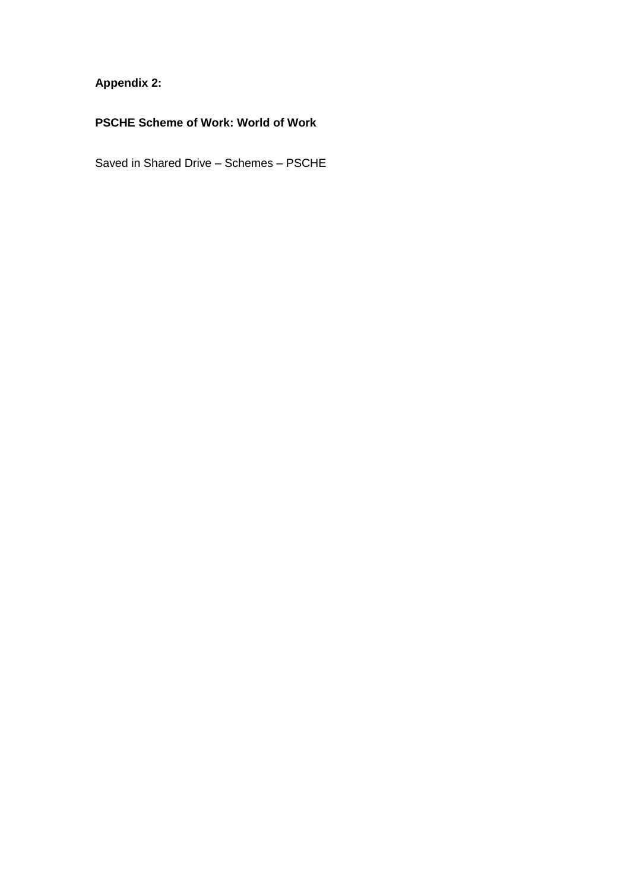**Appendix 2:**

**PSCHE Scheme of Work: World of Work**

Saved in Shared Drive – Schemes – PSCHE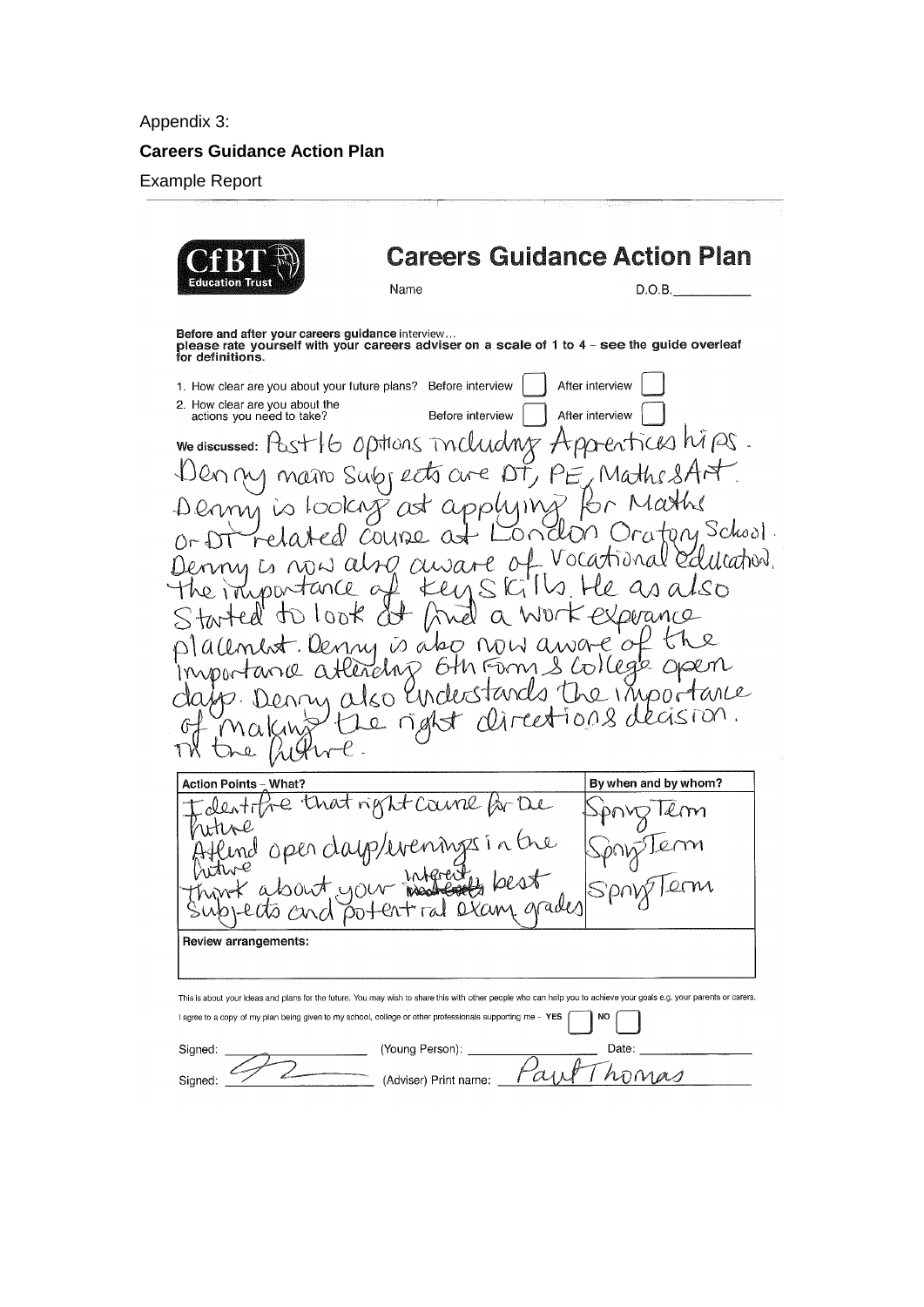Appendix 3:

**Careers Guidance Action Plan**

Example Report

CfBT Education Trust

# Careers Guidance Action Plan

Name

D.O.B. ___________

**Before and after your careers guidance** interview… **please rate yourself with your careers adviser on a scale of 1 to 4 – see the guide overleaf for definitions.**

1. How clear are you about your future plans? Before interview [ ] After interview [ ]
2. How clear are you about the actions you need to take? Before interview [ ] After interview [ ]

**We discussed:** Post 16 options including Apprenticeships. Denny main Subjects are DT, PE, Maths & Art. Denny is looking at applying for Maths or DT related course at London Oratory School. Denny is now also aware of Vocational education, the importance of Key Skills. He as also Started to look at find a work experience placement. Denny is also now aware of the importance attending 6th Form & College open days. Denny also understands the importance of making the right directions decision. in the future.

| Action Points – What? | By when and by whom? |
|---|---|
| Identifie that right course for the future | Spring Term |
| Attend open days/evenings in the future | Spring Term |
| Think about your interest best subjects and potential exam grades | Spring Term |

**Review arrangements:**

This is about your ideas and plans for the future. You may wish to share this with other people who can help you to achieve your goals e.g. your parents or carers.

I agree to a copy of my plan being given to my school, college or other professionals supporting me – **YES** [ ] **NO** [ ]

Signed: ______________ (Young Person): ______________ Date: ______________

Signed: [signature] (Adviser) Print name: Paul Thomas